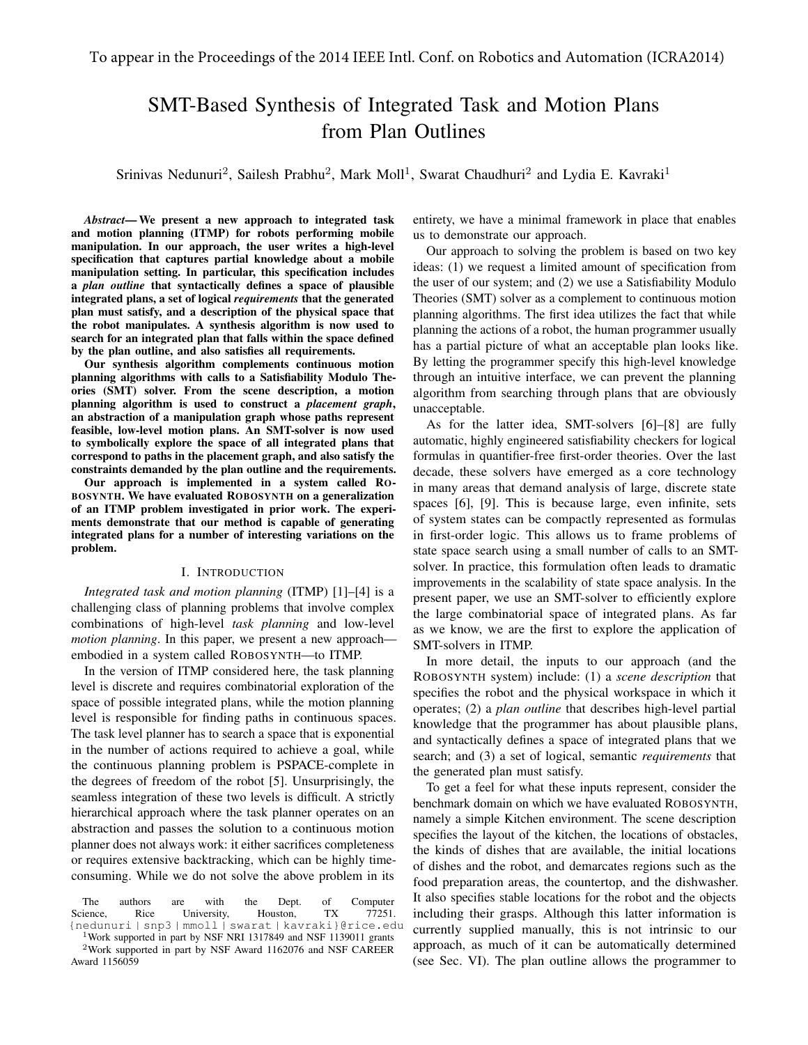To appear in the Proceedings of the 2014 IEEE Intl. Conf. on Robotics and Automation (ICRA2014)

# SMT-Based Synthesis of Integrated Task and Motion Plans from Plan Outlines

Srinivas Nedunuri[2], Sailesh Prabhu[2], Mark Moll[1], Swarat Chaudhuri[2] and Lydia E. Kavraki[1]

***Abstract*— We present a new approach to integrated task and motion planning (ITMP) for robots performing mobile manipulation. In our approach, the user writes a high-level specification that captures partial knowledge about a mobile manipulation setting. In particular, this specification includes a *plan outline* that syntactically defines a space of plausible integrated plans, a set of logical *requirements* that the generated plan must satisfy, and a description of the physical space that the robot manipulates. A synthesis algorithm is now used to search for an integrated plan that falls within the space defined by the plan outline, and also satisfies all requirements.**

**Our synthesis algorithm complements continuous motion planning algorithms with calls to a Satisfiability Modulo Theories (SMT) solver. From the scene description, a motion planning algorithm is used to construct a *placement graph*, an abstraction of a manipulation graph whose paths represent feasible, low-level motion plans. An SMT-solver is now used to symbolically explore the space of all integrated plans that correspond to paths in the placement graph, and also satisfy the constraints demanded by the plan outline and the requirements.**

**Our approach is implemented in a system called ROBOSYNTH. We have evaluated ROBOSYNTH on a generalization of an ITMP problem investigated in prior work. The experiments demonstrate that our method is capable of generating integrated plans for a number of interesting variations on the problem.**

## I. Introduction

*Integrated task and motion planning* (ITMP) [1]–[4] is a challenging class of planning problems that involve complex combinations of high-level *task planning* and low-level *motion planning*. In this paper, we present a new approach—embodied in a system called ROBOSYNTH—to ITMP.

In the version of ITMP considered here, the task planning level is discrete and requires combinatorial exploration of the space of possible integrated plans, while the motion planning level is responsible for finding paths in continuous spaces. The task level planner has to search a space that is exponential in the number of actions required to achieve a goal, while the continuous planning problem is PSPACE-complete in the degrees of freedom of the robot [5]. Unsurprisingly, the seamless integration of these two levels is difficult. A strictly hierarchical approach where the task planner operates on an abstraction and passes the solution to a continuous motion planner does not always work: it either sacrifices completeness or requires extensive backtracking, which can be highly time-consuming. While we do not solve the above problem in its entirety, we have a minimal framework in place that enables us to demonstrate our approach.

Our approach to solving the problem is based on two key ideas: (1) we request a limited amount of specification from the user of our system; and (2) we use a Satisfiability Modulo Theories (SMT) solver as a complement to continuous motion planning algorithms. The first idea utilizes the fact that while planning the actions of a robot, the human programmer usually has a partial picture of what an acceptable plan looks like. By letting the programmer specify this high-level knowledge through an intuitive interface, we can prevent the planning algorithm from searching through plans that are obviously unacceptable.

As for the latter idea, SMT-solvers [6]–[8] are fully automatic, highly engineered satisfiability checkers for logical formulas in quantifier-free first-order theories. Over the last decade, these solvers have emerged as a core technology in many areas that demand analysis of large, discrete state spaces [6], [9]. This is because large, even infinite, sets of system states can be compactly represented as formulas in first-order logic. This allows us to frame problems of state space search using a small number of calls to an SMT-solver. In practice, this formulation often leads to dramatic improvements in the scalability of state space analysis. In the present paper, we use an SMT-solver to efficiently explore the large combinatorial space of integrated plans. As far as we know, we are the first to explore the application of SMT-solvers in ITMP.

In more detail, the inputs to our approach (and the ROBOSYNTH system) include: (1) a *scene description* that specifies the robot and the physical workspace in which it operates; (2) a *plan outline* that describes high-level partial knowledge that the programmer has about plausible plans, and syntactically defines a space of integrated plans that we search; and (3) a set of logical, semantic *requirements* that the generated plan must satisfy.

To get a feel for what these inputs represent, consider the benchmark domain on which we have evaluated ROBOSYNTH, namely a simple Kitchen environment. The scene description specifies the layout of the kitchen, the locations of obstacles, the kinds of dishes that are available, the initial locations of dishes and the robot, and demarcates regions such as the food preparation areas, the countertop, and the dishwasher. It also specifies stable locations for the robot and the objects including their grasps. Although this latter information is currently supplied manually, this is not intrinsic to our approach, as much of it can be automatically determined (see Sec. VI). The plan outline allows the programmer to

The authors are with the Dept. of Computer Science, Rice University, Houston, TX 77251. {nedunuri|snp3|mmoll|swarat|kavraki}@rice.edu

[1]Work supported in part by NSF NRI 1317849 and NSF 1139011 grants

[2]Work supported in part by NSF Award 1162076 and NSF CAREER Award 1156059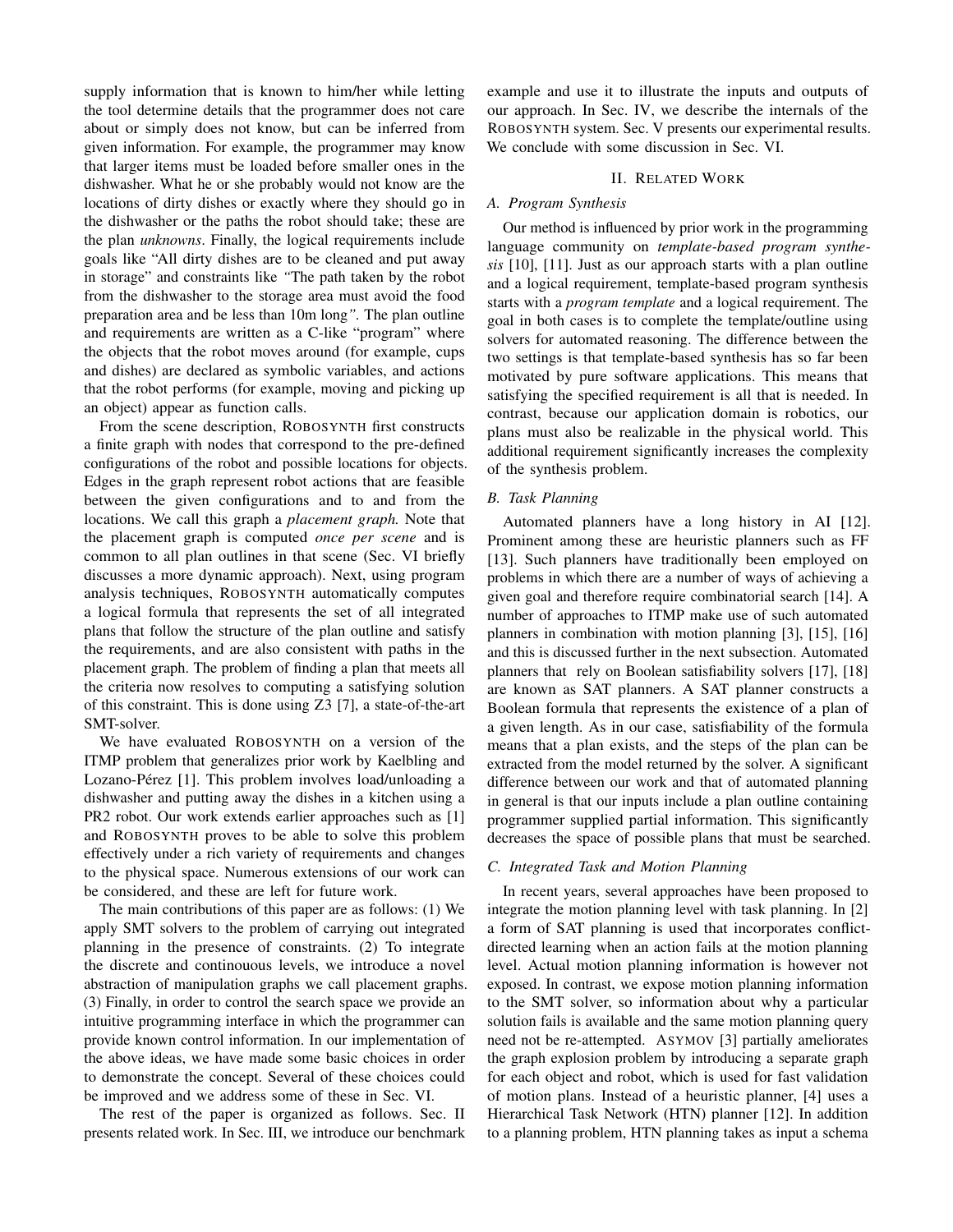supply information that is known to him/her while letting the tool determine details that the programmer does not care about or simply does not know, but can be inferred from given information. For example, the programmer may know that larger items must be loaded before smaller ones in the dishwasher. What he or she probably would not know are the locations of dirty dishes or exactly where they should go in the dishwasher or the paths the robot should take; these are the plan *unknowns*. Finally, the logical requirements include goals like "All dirty dishes are to be cleaned and put away in storage" and constraints like *"*The path taken by the robot from the dishwasher to the storage area must avoid the food preparation area and be less than 10m long*"*. The plan outline and requirements are written as a C-like "program" where the objects that the robot moves around (for example, cups and dishes) are declared as symbolic variables, and actions that the robot performs (for example, moving and picking up an object) appear as function calls.

From the scene description, ROBOSYNTH first constructs a finite graph with nodes that correspond to the pre-defined configurations of the robot and possible locations for objects. Edges in the graph represent robot actions that are feasible between the given configurations and to and from the locations. We call this graph a *placement graph.* Note that the placement graph is computed *once per scene* and is common to all plan outlines in that scene (Sec. VI briefly discusses a more dynamic approach). Next, using program analysis techniques, ROBOSYNTH automatically computes a logical formula that represents the set of all integrated plans that follow the structure of the plan outline and satisfy the requirements, and are also consistent with paths in the placement graph. The problem of finding a plan that meets all the criteria now resolves to computing a satisfying solution of this constraint. This is done using Z3 [7], a state-of-the-art SMT-solver.

We have evaluated ROBOSYNTH on a version of the ITMP problem that generalizes prior work by Kaelbling and Lozano-Pérez [1]. This problem involves load/unloading a dishwasher and putting away the dishes in a kitchen using a PR2 robot. Our work extends earlier approaches such as [1] and ROBOSYNTH proves to be able to solve this problem effectively under a rich variety of requirements and changes to the physical space. Numerous extensions of our work can be considered, and these are left for future work.

The main contributions of this paper are as follows: (1) We apply SMT solvers to the problem of carrying out integrated planning in the presence of constraints. (2) To integrate the discrete and continouous levels, we introduce a novel abstraction of manipulation graphs we call placement graphs. (3) Finally, in order to control the search space we provide an intuitive programming interface in which the programmer can provide known control information. In our implementation of the above ideas, we have made some basic choices in order to demonstrate the concept. Several of these choices could be improved and we address some of these in Sec. VI.

The rest of the paper is organized as follows. Sec. II presents related work. In Sec. III, we introduce our benchmark example and use it to illustrate the inputs and outputs of our approach. In Sec. IV, we describe the internals of the ROBOSYNTH system. Sec. V presents our experimental results. We conclude with some discussion in Sec. VI.

## II. RELATED WORK

### A. Program Synthesis

Our method is influenced by prior work in the programming language community on *template-based program synthesis* [10], [11]. Just as our approach starts with a plan outline and a logical requirement, template-based program synthesis starts with a *program template* and a logical requirement. The goal in both cases is to complete the template/outline using solvers for automated reasoning. The difference between the two settings is that template-based synthesis has so far been motivated by pure software applications. This means that satisfying the specified requirement is all that is needed. In contrast, because our application domain is robotics, our plans must also be realizable in the physical world. This additional requirement significantly increases the complexity of the synthesis problem.

### B. Task Planning

Automated planners have a long history in AI [12]. Prominent among these are heuristic planners such as FF [13]. Such planners have traditionally been employed on problems in which there are a number of ways of achieving a given goal and therefore require combinatorial search [14]. A number of approaches to ITMP make use of such automated planners in combination with motion planning [3], [15], [16] and this is discussed further in the next subsection. Automated planners that rely on Boolean satisfiability solvers [17], [18] are known as SAT planners. A SAT planner constructs a Boolean formula that represents the existence of a plan of a given length. As in our case, satisfiability of the formula means that a plan exists, and the steps of the plan can be extracted from the model returned by the solver. A significant difference between our work and that of automated planning in general is that our inputs include a plan outline containing programmer supplied partial information. This significantly decreases the space of possible plans that must be searched.

### C. Integrated Task and Motion Planning

In recent years, several approaches have been proposed to integrate the motion planning level with task planning. In [2] a form of SAT planning is used that incorporates conflict-directed learning when an action fails at the motion planning level. Actual motion planning information is however not exposed. In contrast, we expose motion planning information to the SMT solver, so information about why a particular solution fails is available and the same motion planning query need not be re-attempted. ASYMOV [3] partially ameliorates the graph explosion problem by introducing a separate graph for each object and robot, which is used for fast validation of motion plans. Instead of a heuristic planner, [4] uses a Hierarchical Task Network (HTN) planner [12]. In addition to a planning problem, HTN planning takes as input a schema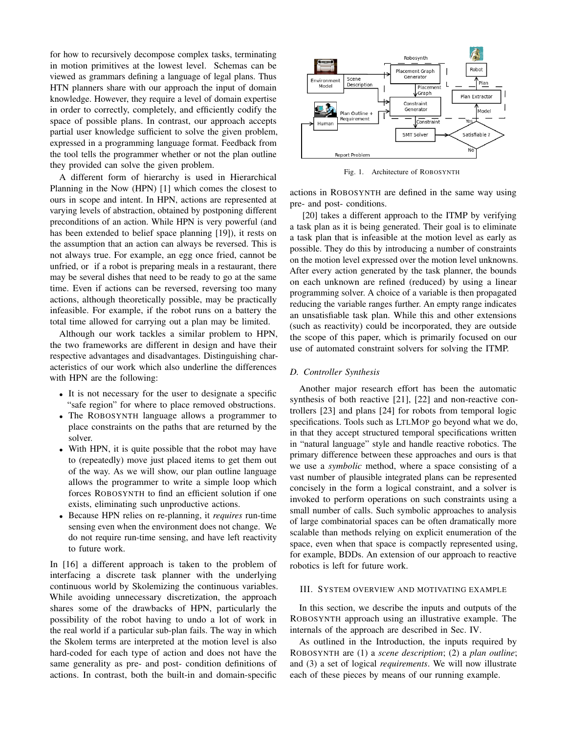for how to recursively decompose complex tasks, terminating in motion primitives at the lowest level. Schemas can be viewed as grammars defining a language of legal plans. Thus HTN planners share with our approach the input of domain knowledge. However, they require a level of domain expertise in order to correctly, completely, and efficiently codify the space of possible plans. In contrast, our approach accepts partial user knowledge sufficient to solve the given problem, expressed in a programming language format. Feedback from the tool tells the programmer whether or not the plan outline they provided can solve the given problem.

A different form of hierarchy is used in Hierarchical Planning in the Now (HPN) [1] which comes the closest to ours in scope and intent. In HPN, actions are represented at varying levels of abstraction, obtained by postponing different preconditions of an action. While HPN is very powerful (and has been extended to belief space planning [19]), it rests on the assumption that an action can always be reversed. This is not always true. For example, an egg once fried, cannot be unfried, or if a robot is preparing meals in a restaurant, there may be several dishes that need to be ready to go at the same time. Even if actions can be reversed, reversing too many actions, although theoretically possible, may be practically infeasible. For example, if the robot runs on a battery the total time allowed for carrying out a plan may be limited.

Although our work tackles a similar problem to HPN, the two frameworks are different in design and have their respective advantages and disadvantages. Distinguishing characteristics of our work which also underline the differences with HPN are the following:

- It is not necessary for the user to designate a specific "safe region" for where to place removed obstructions.
- The ROBOSYNTH language allows a programmer to place constraints on the paths that are returned by the solver.
- With HPN, it is quite possible that the robot may have to (repeatedly) move just placed items to get them out of the way. As we will show, our plan outline language allows the programmer to write a simple loop which forces ROBOSYNTH to find an efficient solution if one exists, eliminating such unproductive actions.
- Because HPN relies on re-planning, it *requires* run-time sensing even when the environment does not change. We do not require run-time sensing, and have left reactivity to future work.

In [16] a different approach is taken to the problem of interfacing a discrete task planner with the underlying continuous world by Skolemizing the continuous variables. While avoiding unnecessary discretization, the approach shares some of the drawbacks of HPN, particularly the possibility of the robot having to undo a lot of work in the real world if a particular sub-plan fails. The way in which the Skolem terms are interpreted at the motion level is also hard-coded for each type of action and does not have the same generality as pre- and post- condition definitions of actions. In contrast, both the built-in and domain-specific actions in ROBOSYNTH are defined in the same way using pre- and post- conditions.

Robosynth
Environment Model
Scene Description
Placement Graph Generator
Placement Graph
Robot
Plan
Plan Extractor
Model
Constraint Generator
Human
Plan Outline + Requirement
Constraint
Yes
SMT Solver
Satisfiable ?
No
Report Problem

Fig. 1. Architecture of ROBOSYNTH

[20] takes a different approach to the ITMP by verifying a task plan as it is being generated. Their goal is to eliminate a task plan that is infeasible at the motion level as early as possible. They do this by introducing a number of constraints on the motion level expressed over the motion level unknowns. After every action generated by the task planner, the bounds on each unknown are refined (reduced) by using a linear programming solver. A choice of a variable is then propagated reducing the variable ranges further. An empty range indicates an unsatisfiable task plan. While this and other extensions (such as reactivity) could be incorporated, they are outside the scope of this paper, which is primarily focused on our use of automated constraint solvers for solving the ITMP.

### D. Controller Synthesis

Another major research effort has been the automatic synthesis of both reactive [21], [22] and non-reactive controllers [23] and plans [24] for robots from temporal logic specifications. Tools such as LTLMOP go beyond what we do, in that they accept structured temporal specifications written in "natural language" style and handle reactive robotics. The primary difference between these approaches and ours is that we use a *symbolic* method, where a space consisting of a vast number of plausible integrated plans can be represented concisely in the form a logical constraint, and a solver is invoked to perform operations on such constraints using a small number of calls. Such symbolic approaches to analysis of large combinatorial spaces can be often dramatically more scalable than methods relying on explicit enumeration of the space, even when that space is compactly represented using, for example, BDDs. An extension of our approach to reactive robotics is left for future work.

## III. SYSTEM OVERVIEW AND MOTIVATING EXAMPLE

In this section, we describe the inputs and outputs of the ROBOSYNTH approach using an illustrative example. The internals of the approach are described in Sec. IV.

As outlined in the Introduction, the inputs required by ROBOSYNTH are (1) a *scene description*; (2) a *plan outline*; and (3) a set of logical *requirements*. We will now illustrate each of these pieces by means of our running example.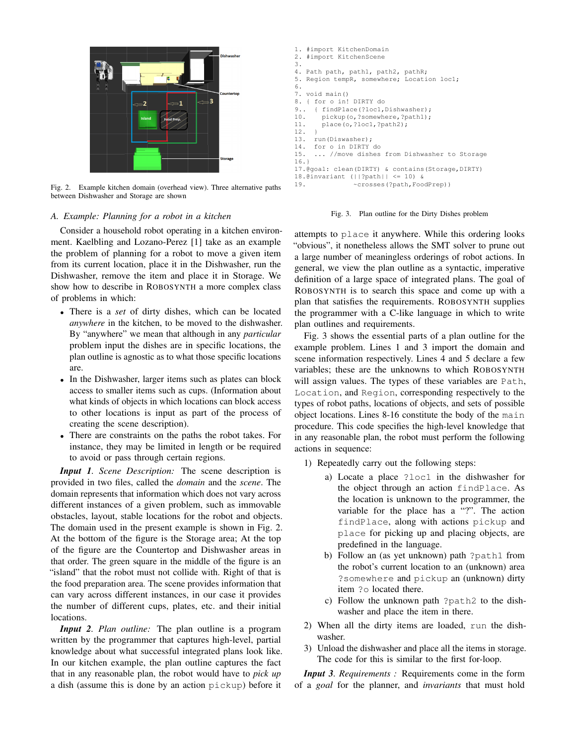Fig. 2. Example kitchen domain (overhead view). Three alternative paths between Dishwasher and Storage are shown

### A. Example: Planning for a robot in a kitchen

Consider a household robot operating in a kitchen environment. Kaelbling and Lozano-Perez [1] take as an example the problem of planning for a robot to move a given item from its current location, place it in the Dishwasher, run the Dishwasher, remove the item and place it in Storage. We show how to describe in ROBOSYNTH a more complex class of problems in which:

- There is a *set* of dirty dishes, which can be located *anywhere* in the kitchen, to be moved to the dishwasher. By "anywhere" we mean that although in any *particular* problem input the dishes are in specific locations, the plan outline is agnostic as to what those specific locations are.
- In the Dishwasher, larger items such as plates can block access to smaller items such as cups. (Information about what kinds of objects in which locations can block access to other locations is input as part of the process of creating the scene description).
- There are constraints on the paths the robot takes. For instance, they may be limited in length or be required to avoid or pass through certain regions.

***Input 1**. Scene Description:* The scene description is provided in two files, called the *domain* and the *scene*. The domain represents that information which does not vary across different instances of a given problem, such as immovable obstacles, layout, stable locations for the robot and objects. The domain used in the present example is shown in Fig. 2. At the bottom of the figure is the Storage area; At the top of the figure are the Countertop and Dishwasher areas in that order. The green square in the middle of the figure is an "island" that the robot must not collide with. Right of that is the food preparation area. The scene provides information that can vary across different instances, in our case it provides the number of different cups, plates, etc. and their initial locations.

***Input 2**. Plan outline:* The plan outline is a program written by the programmer that captures high-level, partial knowledge about what successful integrated plans look like. In our kitchen example, the plan outline captures the fact that in any reasonable plan, the robot would have to *pick up* a dish (assume this is done by an action `pickup`) before it attempts to `place` it anywhere. While this ordering looks "obvious", it nonetheless allows the SMT solver to prune out a large number of meaningless orderings of robot actions. In general, we view the plan outline as a syntactic, imperative definition of a large space of integrated plans. The goal of ROBOSYNTH is to search this space and come up with a plan that satisfies the requirements. ROBOSYNTH supplies the programmer with a C-like language in which to write plan outlines and requirements.

```
1. #import KitchenDomain
2. #import KitchenScene
3.
4. Path path, path1, path2, pathR;
5. Region tempR, somewhere; Location loc1;
6.
7. void main()
8. { for o in! DIRTY do
9..  { findPlace(?loc1,Dishwasher);
10.    pickup(o,?somewhere,?path1);
11.    place(o,?loc1,?path2);
12.  }
13.  run(Diswasher);
14.  for o in DIRTY do
15.  ... //move dishes from Dishwasher to Storage
16.}
17.@goal: clean(DIRTY) & contains(Storage,DIRTY)
18.@invariant (||?path|| <= 10) &
19.           ~crosses(?path,FoodPrep))
```

Fig. 3. Plan outline for the Dirty Dishes problem

Fig. 3 shows the essential parts of a plan outline for the example problem. Lines 1 and 3 import the domain and scene information respectively. Lines 4 and 5 declare a few variables; these are the unknowns to which ROBOSYNTH will assign values. The types of these variables are `Path`, `Location`, and `Region`, corresponding respectively to the types of robot paths, locations of objects, and sets of possible object locations. Lines 8-16 constitute the body of the `main` procedure. This code specifies the high-level knowledge that in any reasonable plan, the robot must perform the following actions in sequence:

1) Repeatedly carry out the following steps:
   a) Locate a place `?loc1` in the dishwasher for the object through an action `findPlace`. As the location is unknown to the programmer, the variable for the place has a "?". The action `findPlace`, along with actions `pickup` and `place` for picking up and placing objects, are predefined in the language.
   b) Follow an (as yet unknown) path `?path1` from the robot's current location to an (unknown) area `?somewhere` and `pickup` an (unknown) dirty item `?o` located there.
   c) Follow the unknown path `?path2` to the dishwasher and place the item in there.
2) When all the dirty items are loaded, `run` the dishwasher.
3) Unload the dishwasher and place all the items in storage. The code for this is similar to the first for-loop.

***Input 3**. Requirements :* Requirements come in the form of a *goal* for the planner, and *invariants* that must hold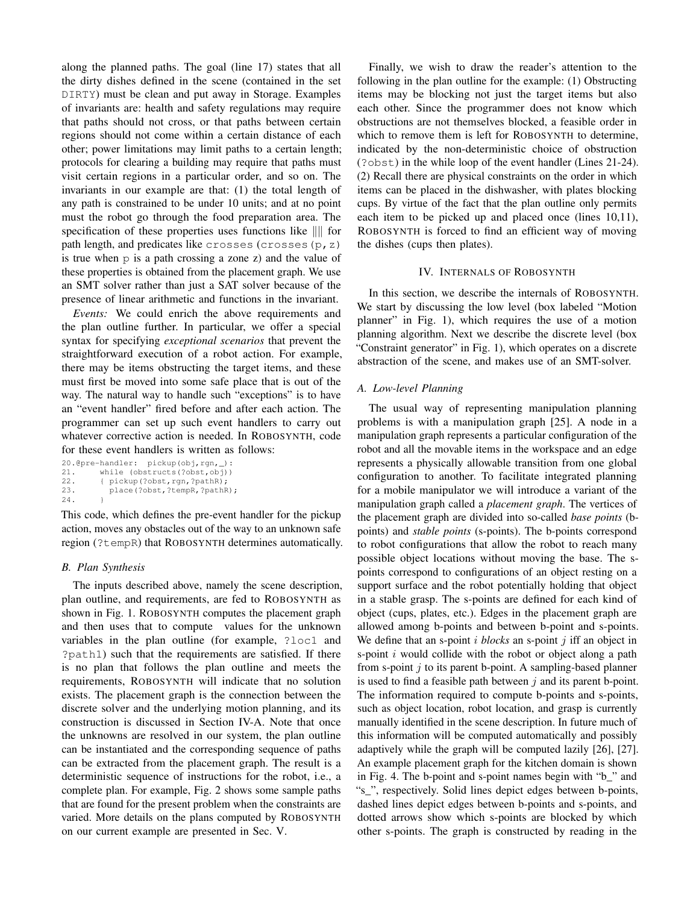along the planned paths. The goal (line 17) states that all the dirty dishes defined in the scene (contained in the set DIRTY) must be clean and put away in Storage. Examples of invariants are: health and safety regulations may require that paths should not cross, or that paths between certain regions should not come within a certain distance of each other; power limitations may limit paths to a certain length; protocols for clearing a building may require that paths must visit certain regions in a particular order, and so on. The invariants in our example are that: (1) the total length of any path is constrained to be under 10 units; and at no point must the robot go through the food preparation area. The specification of these properties uses functions like $\|\|$ for path length, and predicates like crosses (crosses(p,z) is true when p is a path crossing a zone z) and the value of these properties is obtained from the placement graph. We use an SMT solver rather than just a SAT solver because of the presence of linear arithmetic and functions in the invariant.

*Events:* We could enrich the above requirements and the plan outline further. In particular, we offer a special syntax for specifying *exceptional scenarios* that prevent the straightforward execution of a robot action. For example, there may be items obstructing the target items, and these must first be moved into some safe place that is out of the way. The natural way to handle such "exceptions" is to have an "event handler" fired before and after each action. The programmer can set up such event handlers to carry out whatever corrective action is needed. In ROBOSYNTH, code for these event handlers is written as follows:

```
20.@pre-handler:  pickup(obj,rgn,_):
21.     while (obstructs(?obst,obj))
22.     { pickup(?obst,rgn,?pathR);
23.       place(?obst,?tempR,?pathR);
24.     }
```

This code, which defines the pre-event handler for the pickup action, moves any obstacles out of the way to an unknown safe region (?tempR) that ROBOSYNTH determines automatically.

### B. Plan Synthesis

The inputs described above, namely the scene description, plan outline, and requirements, are fed to ROBOSYNTH as shown in Fig. 1. ROBOSYNTH computes the placement graph and then uses that to compute values for the unknown variables in the plan outline (for example, ?loc1 and ?path1) such that the requirements are satisfied. If there is no plan that follows the plan outline and meets the requirements, ROBOSYNTH will indicate that no solution exists. The placement graph is the connection between the discrete solver and the underlying motion planning, and its construction is discussed in Section IV-A. Note that once the unknowns are resolved in our system, the plan outline can be instantiated and the corresponding sequence of paths can be extracted from the placement graph. The result is a deterministic sequence of instructions for the robot, i.e., a complete plan. For example, Fig. 2 shows some sample paths that are found for the present problem when the constraints are varied. More details on the plans computed by ROBOSYNTH on our current example are presented in Sec. V.

Finally, we wish to draw the reader's attention to the following in the plan outline for the example: (1) Obstructing items may be blocking not just the target items but also each other. Since the programmer does not know which obstructions are not themselves blocked, a feasible order in which to remove them is left for ROBOSYNTH to determine, indicated by the non-deterministic choice of obstruction (?obst) in the while loop of the event handler (Lines 21-24). (2) Recall there are physical constraints on the order in which items can be placed in the dishwasher, with plates blocking cups. By virtue of the fact that the plan outline only permits each item to be picked up and placed once (lines 10,11), ROBOSYNTH is forced to find an efficient way of moving the dishes (cups then plates).

## IV. INTERNALS OF ROBOSYNTH

In this section, we describe the internals of ROBOSYNTH. We start by discussing the low level (box labeled "Motion planner" in Fig. 1), which requires the use of a motion planning algorithm. Next we describe the discrete level (box "Constraint generator" in Fig. 1), which operates on a discrete abstraction of the scene, and makes use of an SMT-solver.

### A. Low-level Planning

The usual way of representing manipulation planning problems is with a manipulation graph [25]. A node in a manipulation graph represents a particular configuration of the robot and all the movable items in the workspace and an edge represents a physically allowable transition from one global configuration to another. To facilitate integrated planning for a mobile manipulator we will introduce a variant of the manipulation graph called a *placement graph*. The vertices of the placement graph are divided into so-called *base points* (b-points) and *stable points* (s-points). The b-points correspond to robot configurations that allow the robot to reach many possible object locations without moving the base. The s-points correspond to configurations of an object resting on a support surface and the robot potentially holding that object in a stable grasp. The s-points are defined for each kind of object (cups, plates, etc.). Edges in the placement graph are allowed among b-points and between b-point and s-points. We define that an s-point $i$ *blocks* an s-point $j$ iff an object in s-point $i$ would collide with the robot or object along a path from s-point $j$ to its parent b-point. A sampling-based planner is used to find a feasible path between $j$ and its parent b-point. The information required to compute b-points and s-points, such as object location, robot location, and grasp is currently manually identified in the scene description. In future much of this information will be computed automatically and possibly adaptively while the graph will be computed lazily [26], [27]. An example placement graph for the kitchen domain is shown in Fig. 4. The b-point and s-point names begin with "b_" and "s_", respectively. Solid lines depict edges between b-points, dashed lines depict edges between b-points and s-points, and dotted arrows show which s-points are blocked by which other s-points. The graph is constructed by reading in the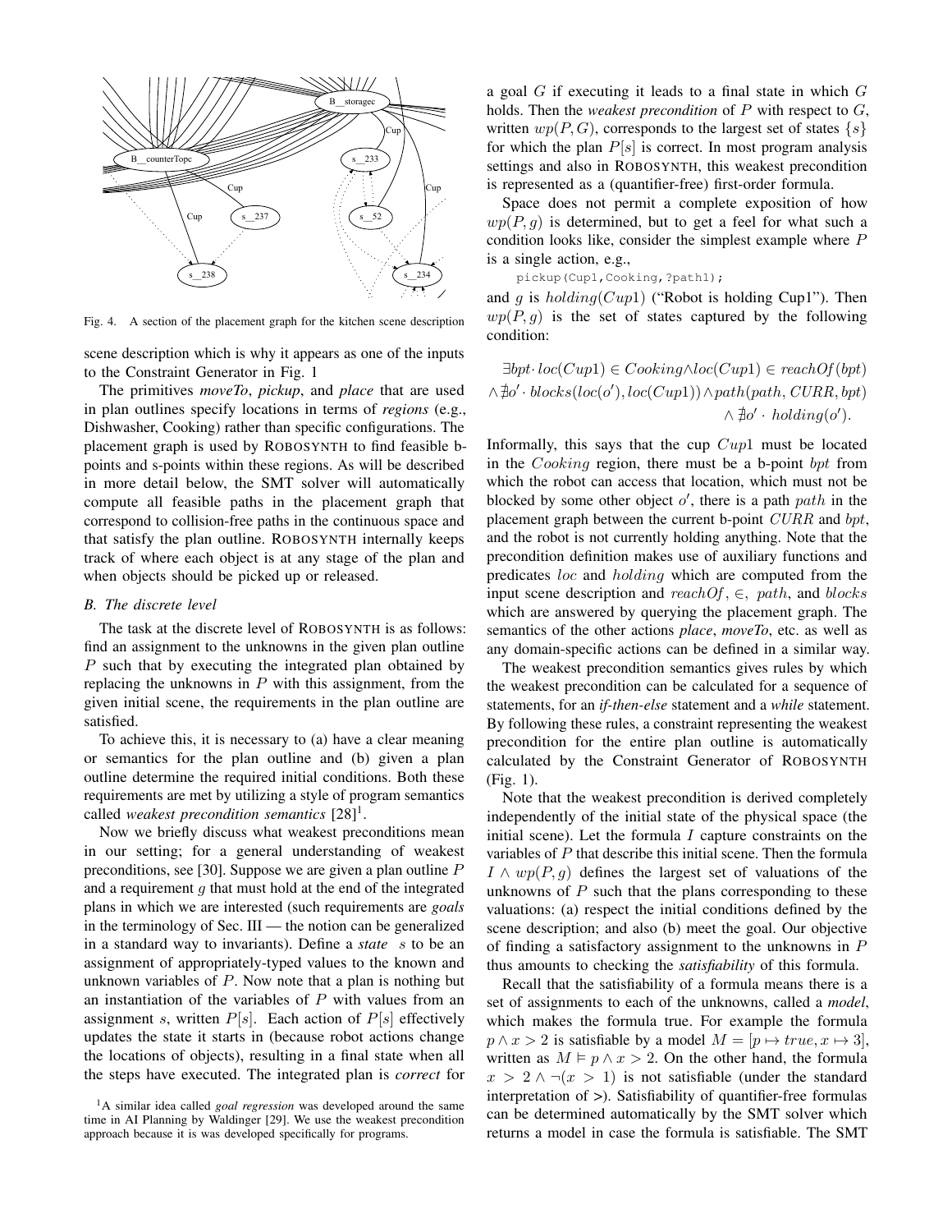Fig. 4. A section of the placement graph for the kitchen scene description

scene description which is why it appears as one of the inputs to the Constraint Generator in Fig. 1

The primitives *moveTo*, *pickup*, and *place* that are used in plan outlines specify locations in terms of *regions* (e.g., Dishwasher, Cooking) rather than specific configurations. The placement graph is used by ROBOSYNTH to find feasible b-points and s-points within these regions. As will be described in more detail below, the SMT solver will automatically compute all feasible paths in the placement graph that correspond to collision-free paths in the continuous space and that satisfy the plan outline. ROBOSYNTH internally keeps track of where each object is at any stage of the plan and when objects should be picked up or released.

### B. The discrete level

The task at the discrete level of ROBOSYNTH is as follows: find an assignment to the unknowns in the given plan outline $P$ such that by executing the integrated plan obtained by replacing the unknowns in $P$ with this assignment, from the given initial scene, the requirements in the plan outline are satisfied.

To achieve this, it is necessary to (a) have a clear meaning or semantics for the plan outline and (b) given a plan outline determine the required initial conditions. Both these requirements are met by utilizing a style of program semantics called *weakest precondition semantics* [28][1].

Now we briefly discuss what weakest preconditions mean in our setting; for a general understanding of weakest preconditions, see [30]. Suppose we are given a plan outline $P$ and a requirement $g$ that must hold at the end of the integrated plans in which we are interested (such requirements are *goals* in the terminology of Sec. III — the notion can be generalized in a standard way to invariants). Define a *state* $s$ to be an assignment of appropriately-typed values to the known and unknown variables of $P$. Now note that a plan is nothing but an instantiation of the variables of $P$ with values from an assignment $s$, written $P[s]$. Each action of $P[s]$ effectively updates the state it starts in (because robot actions change the locations of objects), resulting in a final state when all the steps have executed. The integrated plan is *correct* for a goal $G$ if executing it leads to a final state in which $G$ holds. Then the *weakest precondition* of $P$ with respect to $G$, written $wp(P, G)$, corresponds to the largest set of states $\{s\}$ for which the plan $P[s]$ is correct. In most program analysis settings and in ROBOSYNTH, this weakest precondition is represented as a (quantifier-free) first-order formula.

Space does not permit a complete exposition of how $wp(P, g)$ is determined, but to get a feel for what such a condition looks like, consider the simplest example where $P$ is a single action, e.g.,

```
pickup(Cup1,Cooking,?path1);
```

and $g$ is $holding(Cup1)$ ("Robot is holding Cup1"). Then $wp(P, g)$ is the set of states captured by the following condition:

$$\exists bpt \cdot loc(Cup1) \in Cooking \wedge loc(Cup1) \in reachOf(bpt) \wedge \nexists o' \cdot blocks(loc(o'), loc(Cup1)) \wedge path(path, CURR, bpt) \wedge \nexists o' \cdot holding(o').$$

Informally, this says that the cup $Cup1$ must be located in the $Cooking$ region, there must be a b-point $bpt$ from which the robot can access that location, which must not be blocked by some other object $o'$, there is a path $path$ in the placement graph between the current b-point $CURR$ and $bpt$, and the robot is not currently holding anything. Note that the precondition definition makes use of auxiliary functions and predicates $loc$ and $holding$ which are computed from the input scene description and $reachOf$, $\in$, $path$, and $blocks$ which are answered by querying the placement graph. The semantics of the other actions *place*, *moveTo*, etc. as well as any domain-specific actions can be defined in a similar way.

The weakest precondition semantics gives rules by which the weakest precondition can be calculated for a sequence of statements, for an *if-then-else* statement and a *while* statement. By following these rules, a constraint representing the weakest precondition for the entire plan outline is automatically calculated by the Constraint Generator of ROBOSYNTH (Fig. 1).

Note that the weakest precondition is derived completely independently of the initial state of the physical space (the initial scene). Let the formula $I$ capture constraints on the variables of $P$ that describe this initial scene. Then the formula $I \wedge wp(P, g)$ defines the largest set of valuations of the unknowns of $P$ such that the plans corresponding to these valuations: (a) respect the initial conditions defined by the scene description; and also (b) meet the goal. Our objective of finding a satisfactory assignment to the unknowns in $P$ thus amounts to checking the *satisfiability* of this formula.

Recall that the satisfiability of a formula means there is a set of assignments to each of the unknowns, called a *model*, which makes the formula true. For example the formula $p \wedge x > 2$ is satisfiable by a model $M = [p \mapsto true, x \mapsto 3]$, written as $M \vDash p \wedge x > 2$. On the other hand, the formula $x > 2 \wedge \neg(x > 1)$ is not satisfiable (under the standard interpretation of >). Satisfiability of quantifier-free formulas can be determined automatically by the SMT solver which returns a model in case the formula is satisfiable. The SMT

[1] A similar idea called *goal regression* was developed around the same time in AI Planning by Waldinger [29]. We use the weakest precondition approach because it is was developed specifically for programs.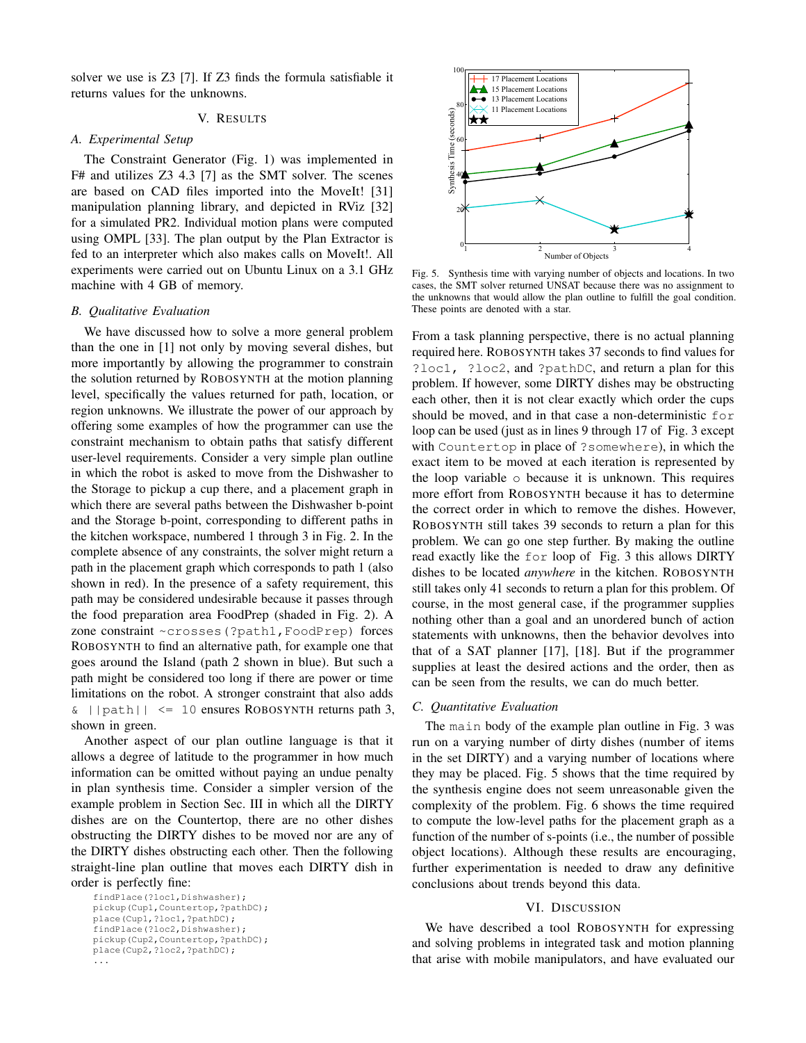solver we use is Z3 [7]. If Z3 finds the formula satisfiable it returns values for the unknowns.

## V. Results

### A. Experimental Setup

The Constraint Generator (Fig. 1) was implemented in F# and utilizes Z3 4.3 [7] as the SMT solver. The scenes are based on CAD files imported into the MoveIt! [31] manipulation planning library, and depicted in RViz [32] for a simulated PR2. Individual motion plans were computed using OMPL [33]. The plan output by the Plan Extractor is fed to an interpreter which also makes calls on MoveIt!. All experiments were carried out on Ubuntu Linux on a 3.1 GHz machine with 4 GB of memory.

### B. Qualitative Evaluation

We have discussed how to solve a more general problem than the one in [1] not only by moving several dishes, but more importantly by allowing the programmer to constrain the solution returned by ROBOSYNTH at the motion planning level, specifically the values returned for path, location, or region unknowns. We illustrate the power of our approach by offering some examples of how the programmer can use the constraint mechanism to obtain paths that satisfy different user-level requirements. Consider a very simple plan outline in which the robot is asked to move from the Dishwasher to the Storage to pickup a cup there, and a placement graph in which there are several paths between the Dishwasher b-point and the Storage b-point, corresponding to different paths in the kitchen workspace, numbered 1 through 3 in Fig. 2. In the complete absence of any constraints, the solver might return a path in the placement graph which corresponds to path 1 (also shown in red). In the presence of a safety requirement, this path may be considered undesirable because it passes through the food preparation area FoodPrep (shaded in Fig. 2). A zone constraint `~crosses(?path1,FoodPrep)` forces ROBOSYNTH to find an alternative path, for example one that goes around the Island (path 2 shown in blue). But such a path might be considered too long if there are power or time limitations on the robot. A stronger constraint that also adds `& ||path|| <= 10` ensures ROBOSYNTH returns path 3, shown in green.

Another aspect of our plan outline language is that it allows a degree of latitude to the programmer in how much information can be omitted without paying an undue penalty in plan synthesis time. Consider a simpler version of the example problem in Section Sec. III in which all the DIRTY dishes are on the Countertop, there are no other dishes obstructing the DIRTY dishes to be moved nor are any of the DIRTY dishes obstructing each other. Then the following straight-line plan outline that moves each DIRTY dish in order is perfectly fine:

```
findPlace(?loc1,Dishwasher);
pickup(Cup1,Countertop,?pathDC);
place(Cup1,?loc1,?pathDC);
findPlace(?loc2,Dishwasher);
pickup(Cup2,Countertop,?pathDC);
place(Cup2,?loc2,?pathDC);
...
```

From a task planning perspective, there is no actual planning required here. ROBOSYNTH takes 37 seconds to find values for `?loc1, ?loc2`, and `?pathDC`, and return a plan for this problem. If however, some DIRTY dishes may be obstructing each other, then it is not clear exactly which order the cups should be moved, and in that case a non-deterministic `for` loop can be used (just as in lines 9 through 17 of Fig. 3 except with `Countertop` in place of `?somewhere`), in which the exact item to be moved at each iteration is represented by the loop variable `o` because it is unknown. This requires more effort from ROBOSYNTH because it has to determine the correct order in which to remove the dishes. However, ROBOSYNTH still takes 39 seconds to return a plan for this problem. We can go one step further. By making the outline read exactly like the `for` loop of Fig. 3 this allows DIRTY dishes to be located *anywhere* in the kitchen. ROBOSYNTH still takes only 41 seconds to return a plan for this problem. Of course, in the most general case, if the programmer supplies nothing other than a goal and an unordered bunch of action statements with unknowns, then the behavior devolves into that of a SAT planner [17], [18]. But if the programmer supplies at least the desired actions and the order, then as can be seen from the results, we can do much better.

Fig. 5. Synthesis time with varying number of objects and locations. In two cases, the SMT solver returned UNSAT because there was no assignment to the unknowns that would allow the plan outline to fulfill the goal condition. These points are denoted with a star.

### C. Quantitative Evaluation

The `main` body of the example plan outline in Fig. 3 was run on a varying number of dirty dishes (number of items in the set DIRTY) and a varying number of locations where they may be placed. Fig. 5 shows that the time required by the synthesis engine does not seem unreasonable given the complexity of the problem. Fig. 6 shows the time required to compute the low-level paths for the placement graph as a function of the number of s-points (i.e., the number of possible object locations). Although these results are encouraging, further experimentation is needed to draw any definitive conclusions about trends beyond this data.

## VI. Discussion

We have described a tool ROBOSYNTH for expressing and solving problems in integrated task and motion planning that arise with mobile manipulators, and have evaluated our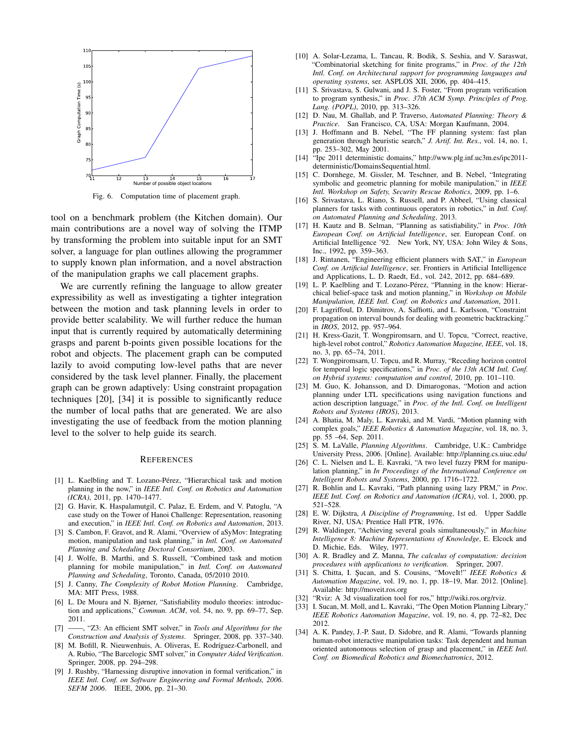110
105
100
95
90
85
80
75
70
11 12 13 14 15 16 17
Graph Computation Time (s)
Number of possible object locations

Fig. 6. Computation time of placement graph.

tool on a benchmark problem (the Kitchen domain). Our main contributions are a novel way of solving the ITMP by transforming the problem into suitable input for an SMT solver, a language for plan outlines allowing the programmer to supply known plan information, and a novel abstraction of the manipulation graphs we call placement graphs.

We are currently refining the language to allow greater expressibility as well as investigating a tighter integration between the motion and task planning levels in order to provide better scalability. We will further reduce the human input that is currently required by automatically determining grasps and parent b-points given possible locations for the robot and objects. The placement graph can be computed lazily to avoid computing low-level paths that are never considered by the task level planner. Finally, the placement graph can be grown adaptively: Using constraint propagation techniques [20], [34] it is possible to significantly reduce the number of local paths that are generated. We are also investigating the use of feedback from the motion planning level to the solver to help guide its search.

## References

[1] L. Kaelbling and T. Lozano-Pérez, "Hierarchical task and motion planning in the now," in *IEEE Intl. Conf. on Robotics and Automation (ICRA)*, 2011, pp. 1470–1477.

[2] G. Havir, K. Haspalamutgil, C. Palaz, E. Erdem, and V. Patoglu, "A case study on the Tower of Hanoi Challenge: Representation, reasoning and execution," in *IEEE Intl. Conf. on Robotics and Automation*, 2013.

[3] S. Cambon, F. Gravot, and R. Alami, "Overview of aSyMov: Integrating motion, manipulation and task planning," in *Intl. Conf. on Automated Planning and Scheduling Doctoral Consortium*, 2003.

[4] J. Wolfe, B. Marthi, and S. Russell, "Combined task and motion planning for mobile manipulation," in *Intl. Conf. on Automated Planning and Scheduling*, Toronto, Canada, 05/2010 2010.

[5] J. Canny, *The Complexity of Robot Motion Planning*. Cambridge, MA: MIT Press, 1988.

[6] L. De Moura and N. Bjørner, "Satisfiability modulo theories: introduction and applications," *Commun. ACM*, vol. 54, no. 9, pp. 69–77, Sep. 2011.

[7] ——, "Z3: An efficient SMT solver," in *Tools and Algorithms for the Construction and Analysis of Systems*. Springer, 2008, pp. 337–340.

[8] M. Bofill, R. Nieuwenhuis, A. Oliveras, E. Rodríguez-Carbonell, and A. Rubio, "The Barcelogic SMT solver," in *Computer Aided Verification*. Springer, 2008, pp. 294–298.

[9] J. Rushby, "Harnessing disruptive innovation in formal verification," in *IEEE Intl. Conf. on Software Engineering and Formal Methods, 2006. SEFM 2006*. IEEE, 2006, pp. 21–30.

[10] A. Solar-Lezama, L. Tancau, R. Bodik, S. Seshia, and V. Saraswat, "Combinatorial sketching for finite programs," in *Proc. of the 12th Intl. Conf. on Architectural support for programming languages and operating systems*, ser. ASPLOS XII, 2006, pp. 404–415.

[11] S. Srivastava, S. Gulwani, and J. S. Foster, "From program verification to program synthesis," in *Proc. 37th ACM Symp. Principles of Prog. Lang. (POPL)*, 2010, pp. 313–326.

[12] D. Nau, M. Ghallab, and P. Traverso, *Automated Planning: Theory & Practice*. San Francisco, CA, USA: Morgan Kaufmann, 2004.

[13] J. Hoffmann and B. Nebel, "The FF planning system: fast plan generation through heuristic search," *J. Artif. Int. Res.*, vol. 14, no. 1, pp. 253–302, May 2001.

[14] "Ipc 2011 deterministic domains," http://www.plg.inf.uc3m.es/ipc2011-deterministic/DomainsSequential.html.

[15] C. Dornhege, M. Gissler, M. Teschner, and B. Nebel, "Integrating symbolic and geometric planning for mobile manipulation," in *IEEE Intl. Workshop on Safety, Security Rescue Robotics*, 2009, pp. 1–6.

[16] S. Srivastava, L. Riano, S. Russell, and P. Abbeel, "Using classical planners for tasks with continuous operators in robotics," in *Intl. Conf. on Automated Planning and Scheduling*, 2013.

[17] H. Kautz and B. Selman, "Planning as satisfiability," in *Proc. 10th European Conf. on Artificial Intelligence*, ser. European Conf. on Artificial Intelligence '92. New York, NY, USA: John Wiley & Sons, Inc., 1992, pp. 359–363.

[18] J. Rintanen, "Engineering efficient planners with SAT," in *European Conf. on Artificial Intelligence*, ser. Frontiers in Artificial Intelligence and Applications, L. D. Raedt, Ed., vol. 242, 2012, pp. 684–689.

[19] L. P. Kaelbling and T. Lozano-Pérez, "Planning in the know: Hierarchical belief-space task and motion planning," in *Workshop on Mobile Manipulation, IEEE Intl. Conf. on Robotics and Automation*, 2011.

[20] F. Lagriffoul, D. Dimitrov, A. Saffiotti, and L. Karlsson, "Constraint propagation on interval bounds for dealing with geometric backtracking." in *IROS*, 2012, pp. 957–964.

[21] H. Kress-Gazit, T. Wongpiromsarn, and U. Topcu, "Correct, reactive, high-level robot control," *Robotics Automation Magazine, IEEE*, vol. 18, no. 3, pp. 65–74, 2011.

[22] T. Wongpiromsarn, U. Topcu, and R. Murray, "Receding horizon control for temporal logic specifications," in *Proc. of the 13th ACM Intl. Conf. on Hybrid systems: computation and control*, 2010, pp. 101–110.

[23] M. Guo, K. Johansson, and D. Dimarogonas, "Motion and action planning under LTL specifications using navigation functions and action description language," in *Proc. of the Intl. Conf. on Intelligent Robots and Systems (IROS)*, 2013.

[24] A. Bhatia, M. Maly, L. Kavraki, and M. Vardi, "Motion planning with complex goals," *IEEE Robotics & Automation Magazine*, vol. 18, no. 3, pp. 55 –64, Sep. 2011.

[25] S. M. LaValle, *Planning Algorithms*. Cambridge, U.K.: Cambridge University Press, 2006. [Online]. Available: http://planning.cs.uiuc.edu/

[26] C. L. Nielsen and L. E. Kavraki, "A two level fuzzy PRM for manipulation planning," in *In Proceedings of the International Conference on Intelligent Robots and Systems*, 2000, pp. 1716–1722.

[27] R. Bohlin and L. Kavraki, "Path planning using lazy PRM," in *Proc. IEEE Intl. Conf. on Robotics and Automation (ICRA)*, vol. 1, 2000, pp. 521–528.

[28] E. W. Dijkstra, *A Discipline of Programming*, 1st ed. Upper Saddle River, NJ, USA: Prentice Hall PTR, 1976.

[29] R. Waldinger, "Achieving several goals simultaneously," in *Machine Intelligence 8: Machine Representations of Knowledge*, E. Elcock and D. Michie, Eds. Wiley, 1977.

[30] A. R. Bradley and Z. Manna, *The calculus of computation: decision procedures with applications to verification*. Springer, 2007.

[31] S. Chitta, I. Şucan, and S. Cousins, "MoveIt!" *IEEE Robotics & Automation Magazine*, vol. 19, no. 1, pp. 18–19, Mar. 2012. [Online]. Available: http://moveit.ros.org

[32] "Rviz: A 3d visualization tool for ros," http://wiki.ros.org/rviz.

[33] I. Sucan, M. Moll, and L. Kavraki, "The Open Motion Planning Library," *IEEE Robotics Automation Magazine*, vol. 19, no. 4, pp. 72–82, Dec 2012.

[34] A. K. Pandey, J.-P. Saut, D. Sidobre, and R. Alami, "Towards planning human-robot interactive manipulation tasks: Task dependent and human oriented autonomous selection of grasp and placement," in *IEEE Intl. Conf. on Biomedical Robotics and Biomechatronics*, 2012.